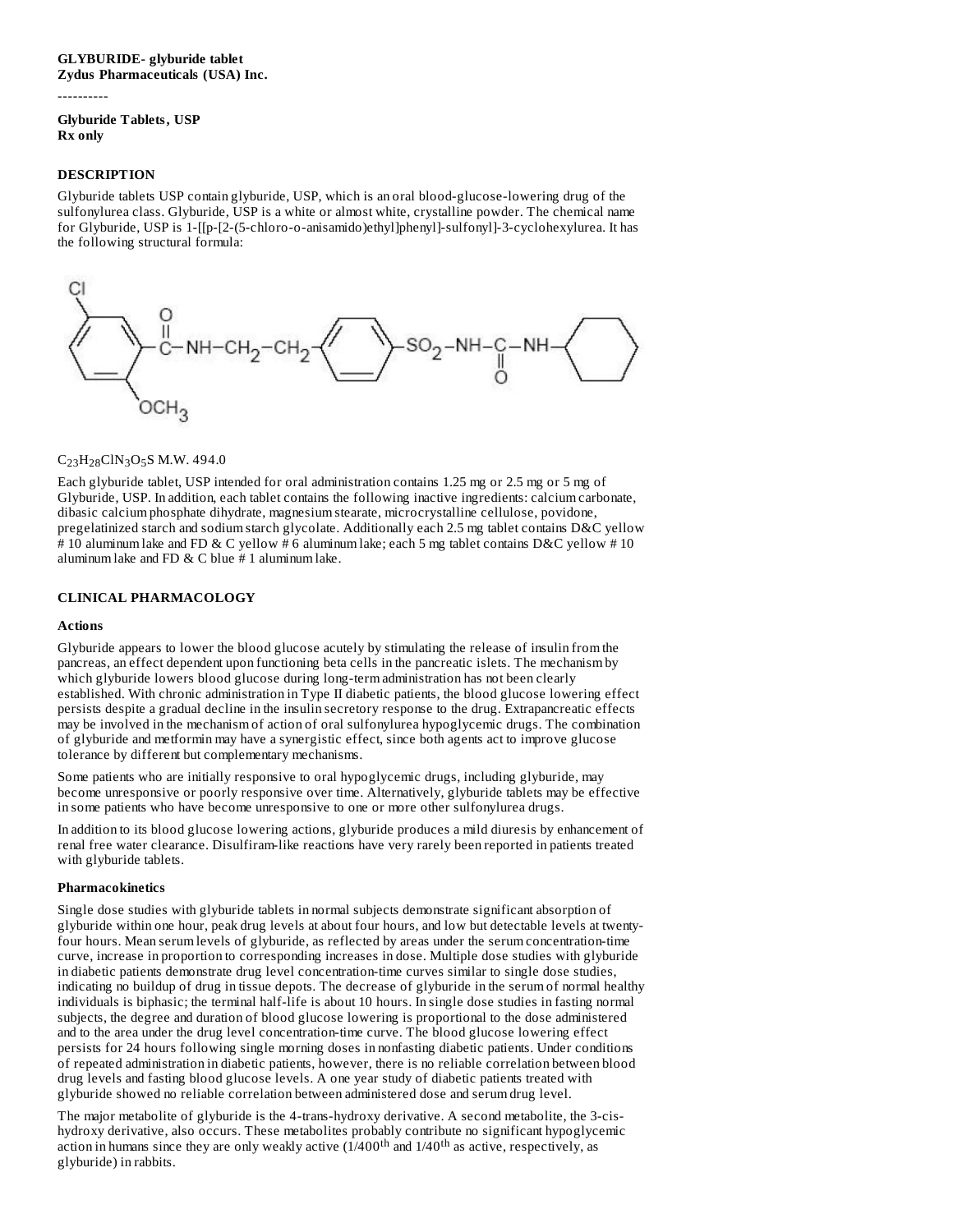**GLYBURIDE- glyburide tablet**
**Zydus Pharmaceuticals (USA) Inc.**

----------

**Glyburide Tablets, USP**
**Rx only**

## DESCRIPTION

Glyburide tablets USP contain glyburide, USP, which is an oral blood-glucose-lowering drug of the sulfonylurea class. Glyburide, USP is a white or almost white, crystalline powder. The chemical name for Glyburide, USP is 1-[[p-[2-(5-chloro-o-anisamido)ethyl]phenyl]-sulfonyl]-3-cyclohexylurea. It has the following structural formula:

$C_{23}H_{28}ClN_3O_5S$ M.W. 494.0

Each glyburide tablet, USP intended for oral administration contains 1.25 mg or 2.5 mg or 5 mg of Glyburide, USP. In addition, each tablet contains the following inactive ingredients: calcium carbonate, dibasic calcium phosphate dihydrate, magnesium stearate, microcrystalline cellulose, povidone, pregelatinized starch and sodium starch glycolate. Additionally each 2.5 mg tablet contains D&C yellow # 10 aluminum lake and FD & C yellow # 6 aluminum lake; each 5 mg tablet contains D&C yellow # 10 aluminum lake and FD & C blue # 1 aluminum lake.

## CLINICAL PHARMACOLOGY

### Actions

Glyburide appears to lower the blood glucose acutely by stimulating the release of insulin from the pancreas, an effect dependent upon functioning beta cells in the pancreatic islets. The mechanism by which glyburide lowers blood glucose during long-term administration has not been clearly established. With chronic administration in Type II diabetic patients, the blood glucose lowering effect persists despite a gradual decline in the insulin secretory response to the drug. Extrapancreatic effects may be involved in the mechanism of action of oral sulfonylurea hypoglycemic drugs. The combination of glyburide and metformin may have a synergistic effect, since both agents act to improve glucose tolerance by different but complementary mechanisms.

Some patients who are initially responsive to oral hypoglycemic drugs, including glyburide, may become unresponsive or poorly responsive over time. Alternatively, glyburide tablets may be effective in some patients who have become unresponsive to one or more other sulfonylurea drugs.

In addition to its blood glucose lowering actions, glyburide produces a mild diuresis by enhancement of renal free water clearance. Disulfiram-like reactions have very rarely been reported in patients treated with glyburide tablets.

### Pharmacokinetics

Single dose studies with glyburide tablets in normal subjects demonstrate significant absorption of glyburide within one hour, peak drug levels at about four hours, and low but detectable levels at twenty-four hours. Mean serum levels of glyburide, as reflected by areas under the serum concentration-time curve, increase in proportion to corresponding increases in dose. Multiple dose studies with glyburide in diabetic patients demonstrate drug level concentration-time curves similar to single dose studies, indicating no buildup of drug in tissue depots. The decrease of glyburide in the serum of normal healthy individuals is biphasic; the terminal half-life is about 10 hours. In single dose studies in fasting normal subjects, the degree and duration of blood glucose lowering is proportional to the dose administered and to the area under the drug level concentration-time curve. The blood glucose lowering effect persists for 24 hours following single morning doses in nonfasting diabetic patients. Under conditions of repeated administration in diabetic patients, however, there is no reliable correlation between blood drug levels and fasting blood glucose levels. A one year study of diabetic patients treated with glyburide showed no reliable correlation between administered dose and serum drug level.

The major metabolite of glyburide is the 4-trans-hydroxy derivative. A second metabolite, the 3-cis-hydroxy derivative, also occurs. These metabolites probably contribute no significant hypoglycemic action in humans since they are only weakly active ($1/400^{th}$ and $1/40^{th}$ as active, respectively, as glyburide) in rabbits.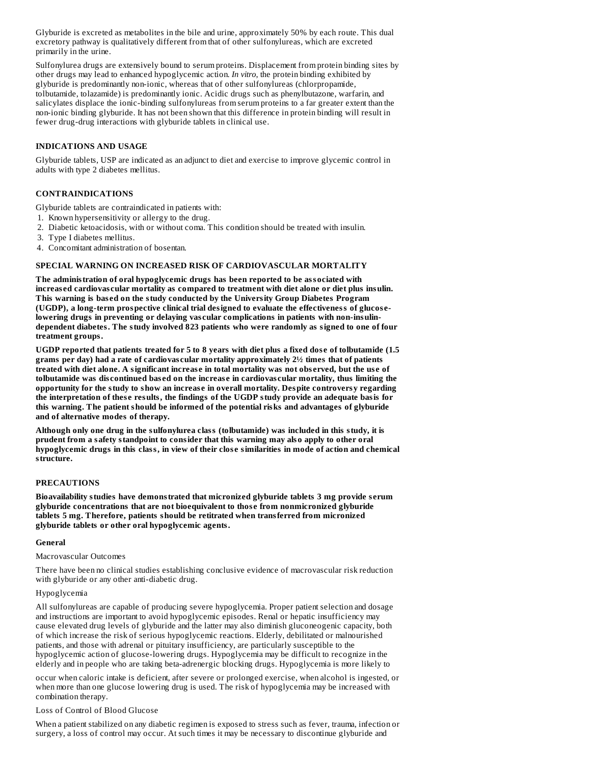Glyburide is excreted as metabolites in the bile and urine, approximately 50% by each route. This dual excretory pathway is qualitatively different from that of other sulfonylureas, which are excreted primarily in the urine.

Sulfonylurea drugs are extensively bound to serum proteins. Displacement from protein binding sites by other drugs may lead to enhanced hypoglycemic action. *In vitro*, the protein binding exhibited by glyburide is predominantly non-ionic, whereas that of other sulfonylureas (chlorpropamide, tolbutamide, tolazamide) is predominantly ionic. Acidic drugs such as phenylbutazone, warfarin, and salicylates displace the ionic-binding sulfonylureas from serum proteins to a far greater extent than the non-ionic binding glyburide. It has not been shown that this difference in protein binding will result in fewer drug-drug interactions with glyburide tablets in clinical use.

## INDICATIONS AND USAGE

Glyburide tablets, USP are indicated as an adjunct to diet and exercise to improve glycemic control in adults with type 2 diabetes mellitus.

## CONTRAINDICATIONS

Glyburide tablets are contraindicated in patients with:

1. Known hypersensitivity or allergy to the drug.
2. Diabetic ketoacidosis, with or without coma. This condition should be treated with insulin.
3. Type I diabetes mellitus.
4. Concomitant administration of bosentan.

## SPECIAL WARNING ON INCREASED RISK OF CARDIOVASCULAR MORTALITY

**The administration of oral hypoglycemic drugs has been reported to be associated with increased cardiovascular mortality as compared to treatment with diet alone or diet plus insulin. This warning is based on the study conducted by the University Group Diabetes Program (UGDP), a long-term prospective clinical trial designed to evaluate the effectiveness of glucose-lowering drugs in preventing or delaying vascular complications in patients with non-insulin-dependent diabetes. The study involved 823 patients who were randomly assigned to one of four treatment groups.**

**UGDP reported that patients treated for 5 to 8 years with diet plus a fixed dose of tolbutamide (1.5 grams per day) had a rate of cardiovascular mortality approximately 2½ times that of patients treated with diet alone. A significant increase in total mortality was not observed, but the use of tolbutamide was discontinued based on the increase in cardiovascular mortality, thus limiting the opportunity for the study to show an increase in overall mortality. Despite controversy regarding the interpretation of these results, the findings of the UGDP study provide an adequate basis for this warning. The patient should be informed of the potential risks and advantages of glyburide and of alternative modes of therapy.**

**Although only one drug in the sulfonylurea class (tolbutamide) was included in this study, it is prudent from a safety standpoint to consider that this warning may also apply to other oral hypoglycemic drugs in this class, in view of their close similarities in mode of action and chemical structure.**

## PRECAUTIONS

**Bioavailability studies have demonstrated that micronized glyburide tablets 3 mg provide serum glyburide concentrations that are not bioequivalent to those from nonmicronized glyburide tablets 5 mg. Therefore, patients should be retitrated when transferred from micronized glyburide tablets or other oral hypoglycemic agents.**

### General

Macrovascular Outcomes

There have been no clinical studies establishing conclusive evidence of macrovascular risk reduction with glyburide or any other anti-diabetic drug.

Hypoglycemia

All sulfonylureas are capable of producing severe hypoglycemia. Proper patient selection and dosage and instructions are important to avoid hypoglycemic episodes. Renal or hepatic insufficiency may cause elevated drug levels of glyburide and the latter may also diminish gluconeogenic capacity, both of which increase the risk of serious hypoglycemic reactions. Elderly, debilitated or malnourished patients, and those with adrenal or pituitary insufficiency, are particularly susceptible to the hypoglycemic action of glucose-lowering drugs. Hypoglycemia may be difficult to recognize in the elderly and in people who are taking beta-adrenergic blocking drugs. Hypoglycemia is more likely to occur when caloric intake is deficient, after severe or prolonged exercise, when alcohol is ingested, or when more than one glucose lowering drug is used. The risk of hypoglycemia may be increased with combination therapy.

Loss of Control of Blood Glucose

When a patient stabilized on any diabetic regimen is exposed to stress such as fever, trauma, infection or surgery, a loss of control may occur. At such times it may be necessary to discontinue glyburide and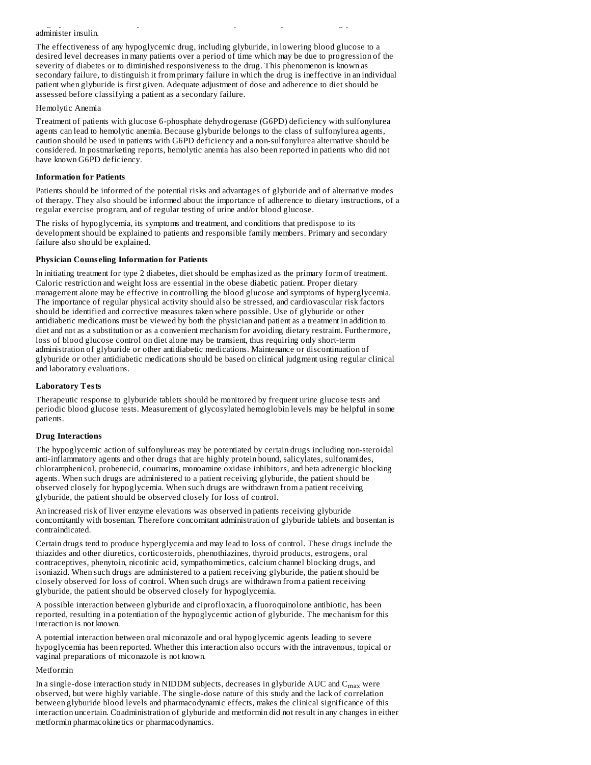administer insulin.

The effectiveness of any hypoglycemic drug, including glyburide, in lowering blood glucose to a desired level decreases in many patients over a period of time which may be due to progression of the severity of diabetes or to diminished responsiveness to the drug. This phenomenon is known as secondary failure, to distinguish it from primary failure in which the drug is ineffective in an individual patient when glyburide is first given. Adequate adjustment of dose and adherence to diet should be assessed before classifying a patient as a secondary failure.

Hemolytic Anemia

Treatment of patients with glucose 6-phosphate dehydrogenase (G6PD) deficiency with sulfonylurea agents can lead to hemolytic anemia. Because glyburide belongs to the class of sulfonylurea agents, caution should be used in patients with G6PD deficiency and a non-sulfonylurea alternative should be considered. In postmarketing reports, hemolytic anemia has also been reported in patients who did not have known G6PD deficiency.

**Information for Patients**

Patients should be informed of the potential risks and advantages of glyburide and of alternative modes of therapy. They also should be informed about the importance of adherence to dietary instructions, of a regular exercise program, and of regular testing of urine and/or blood glucose.

The risks of hypoglycemia, its symptoms and treatment, and conditions that predispose to its development should be explained to patients and responsible family members. Primary and secondary failure also should be explained.

**Physician Counseling Information for Patients**

In initiating treatment for type 2 diabetes, diet should be emphasized as the primary form of treatment. Caloric restriction and weight loss are essential in the obese diabetic patient. Proper dietary management alone may be effective in controlling the blood glucose and symptoms of hyperglycemia. The importance of regular physical activity should also be stressed, and cardiovascular risk factors should be identified and corrective measures taken where possible. Use of glyburide or other antidiabetic medications must be viewed by both the physician and patient as a treatment in addition to diet and not as a substitution or as a convenient mechanism for avoiding dietary restraint. Furthermore, loss of blood glucose control on diet alone may be transient, thus requiring only short-term administration of glyburide or other antidiabetic medications. Maintenance or discontinuation of glyburide or other antidiabetic medications should be based on clinical judgment using regular clinical and laboratory evaluations.

**Laboratory Tests**

Therapeutic response to glyburide tablets should be monitored by frequent urine glucose tests and periodic blood glucose tests. Measurement of glycosylated hemoglobin levels may be helpful in some patients.

**Drug Interactions**

The hypoglycemic action of sulfonylureas may be potentiated by certain drugs including non-steroidal anti-inflammatory agents and other drugs that are highly protein bound, salicylates, sulfonamides, chloramphenicol, probenecid, coumarins, monoamine oxidase inhibitors, and beta adrenergic blocking agents. When such drugs are administered to a patient receiving glyburide, the patient should be observed closely for hypoglycemia. When such drugs are withdrawn from a patient receiving glyburide, the patient should be observed closely for loss of control.

An increased risk of liver enzyme elevations was observed in patients receiving glyburide concomitantly with bosentan. Therefore concomitant administration of glyburide tablets and bosentan is contraindicated.

Certain drugs tend to produce hyperglycemia and may lead to loss of control. These drugs include the thiazides and other diuretics, corticosteroids, phenothiazines, thyroid products, estrogens, oral contraceptives, phenytoin, nicotinic acid, sympathomimetics, calcium channel blocking drugs, and isoniazid. When such drugs are administered to a patient receiving glyburide, the patient should be closely observed for loss of control. When such drugs are withdrawn from a patient receiving glyburide, the patient should be observed closely for hypoglycemia.

A possible interaction between glyburide and ciprofloxacin, a fluoroquinolone antibiotic, has been reported, resulting in a potentiation of the hypoglycemic action of glyburide. The mechanism for this interaction is not known.

A potential interaction between oral miconazole and oral hypoglycemic agents leading to severe hypoglycemia has been reported. Whether this interaction also occurs with the intravenous, topical or vaginal preparations of miconazole is not known.

Metformin

In a single-dose interaction study in NIDDM subjects, decreases in glyburide AUC and $C_{max}$ were observed, but were highly variable. The single-dose nature of this study and the lack of correlation between glyburide blood levels and pharmacodynamic effects, makes the clinical significance of this interaction uncertain. Coadministration of glyburide and metformin did not result in any changes in either metformin pharmacokinetics or pharmacodynamics.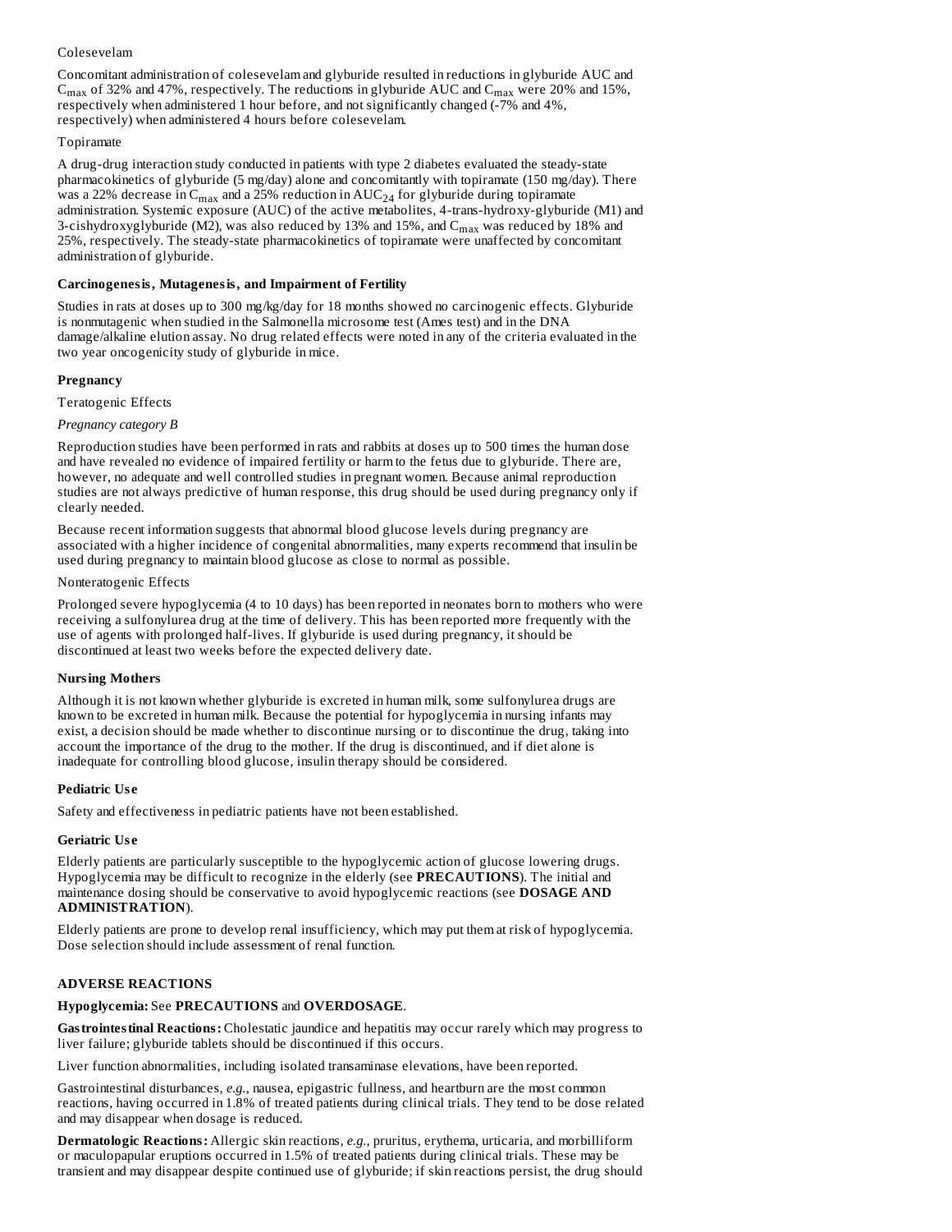Colesevelam

Concomitant administration of colesevelam and glyburide resulted in reductions in glyburide AUC and $C_{max}$ of 32% and 47%, respectively. The reductions in glyburide AUC and $C_{max}$ were 20% and 15%, respectively when administered 1 hour before, and not significantly changed (-7% and 4%, respectively) when administered 4 hours before colesevelam.

Topiramate

A drug-drug interaction study conducted in patients with type 2 diabetes evaluated the steady-state pharmacokinetics of glyburide (5 mg/day) alone and concomitantly with topiramate (150 mg/day). There was a 22% decrease in $C_{max}$ and a 25% reduction in $AUC_{24}$ for glyburide during topiramate administration. Systemic exposure (AUC) of the active metabolites, 4-trans-hydroxy-glyburide (M1) and 3-cishydroxyglyburide (M2), was also reduced by 13% and 15%, and $C_{max}$ was reduced by 18% and 25%, respectively. The steady-state pharmacokinetics of topiramate were unaffected by concomitant administration of glyburide.

**Carcinogenesis, Mutagenesis, and Impairment of Fertility**

Studies in rats at doses up to 300 mg/kg/day for 18 months showed no carcinogenic effects. Glyburide is nonmutagenic when studied in the Salmonella microsome test (Ames test) and in the DNA damage/alkaline elution assay. No drug related effects were noted in any of the criteria evaluated in the two year oncogenicity study of glyburide in mice.

**Pregnancy**

Teratogenic Effects

*Pregnancy category B*

Reproduction studies have been performed in rats and rabbits at doses up to 500 times the human dose and have revealed no evidence of impaired fertility or harm to the fetus due to glyburide. There are, however, no adequate and well controlled studies in pregnant women. Because animal reproduction studies are not always predictive of human response, this drug should be used during pregnancy only if clearly needed.

Because recent information suggests that abnormal blood glucose levels during pregnancy are associated with a higher incidence of congenital abnormalities, many experts recommend that insulin be used during pregnancy to maintain blood glucose as close to normal as possible.

Nonteratogenic Effects

Prolonged severe hypoglycemia (4 to 10 days) has been reported in neonates born to mothers who were receiving a sulfonylurea drug at the time of delivery. This has been reported more frequently with the use of agents with prolonged half-lives. If glyburide is used during pregnancy, it should be discontinued at least two weeks before the expected delivery date.

**Nursing Mothers**

Although it is not known whether glyburide is excreted in human milk, some sulfonylurea drugs are known to be excreted in human milk. Because the potential for hypoglycemia in nursing infants may exist, a decision should be made whether to discontinue nursing or to discontinue the drug, taking into account the importance of the drug to the mother. If the drug is discontinued, and if diet alone is inadequate for controlling blood glucose, insulin therapy should be considered.

**Pediatric Use**

Safety and effectiveness in pediatric patients have not been established.

**Geriatric Use**

Elderly patients are particularly susceptible to the hypoglycemic action of glucose lowering drugs. Hypoglycemia may be difficult to recognize in the elderly (see **PRECAUTIONS**). The initial and maintenance dosing should be conservative to avoid hypoglycemic reactions (see **DOSAGE AND ADMINISTRATION**).

Elderly patients are prone to develop renal insufficiency, which may put them at risk of hypoglycemia. Dose selection should include assessment of renal function.

**ADVERSE REACTIONS**

**Hypoglycemia:** See **PRECAUTIONS** and **OVERDOSAGE**.

**Gastrointestinal Reactions:** Cholestatic jaundice and hepatitis may occur rarely which may progress to liver failure; glyburide tablets should be discontinued if this occurs.

Liver function abnormalities, including isolated transaminase elevations, have been reported.

Gastrointestinal disturbances, *e.g.*, nausea, epigastric fullness, and heartburn are the most common reactions, having occurred in 1.8% of treated patients during clinical trials. They tend to be dose related and may disappear when dosage is reduced.

**Dermatologic Reactions:** Allergic skin reactions, *e.g.*, pruritus, erythema, urticaria, and morbilliform or maculopapular eruptions occurred in 1.5% of treated patients during clinical trials. These may be transient and may disappear despite continued use of glyburide; if skin reactions persist, the drug should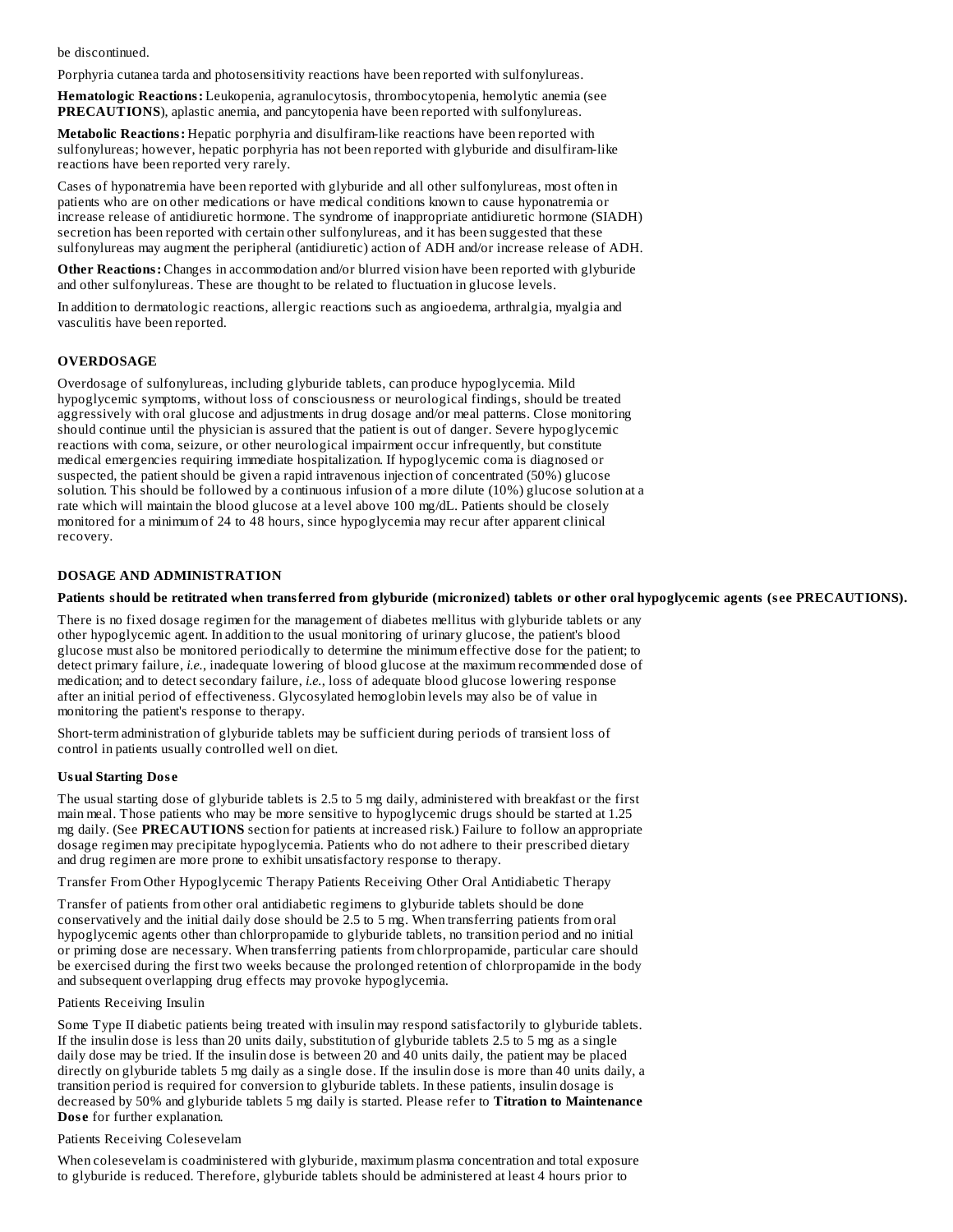be discontinued.

Porphyria cutanea tarda and photosensitivity reactions have been reported with sulfonylureas.

**Hematologic Reactions:** Leukopenia, agranulocytosis, thrombocytopenia, hemolytic anemia (see **PRECAUTIONS**), aplastic anemia, and pancytopenia have been reported with sulfonylureas.

**Metabolic Reactions:** Hepatic porphyria and disulfiram-like reactions have been reported with sulfonylureas; however, hepatic porphyria has not been reported with glyburide and disulfiram-like reactions have been reported very rarely.

Cases of hyponatremia have been reported with glyburide and all other sulfonylureas, most often in patients who are on other medications or have medical conditions known to cause hyponatremia or increase release of antidiuretic hormone. The syndrome of inappropriate antidiuretic hormone (SIADH) secretion has been reported with certain other sulfonylureas, and it has been suggested that these sulfonylureas may augment the peripheral (antidiuretic) action of ADH and/or increase release of ADH.

**Other Reactions:** Changes in accommodation and/or blurred vision have been reported with glyburide and other sulfonylureas. These are thought to be related to fluctuation in glucose levels.

In addition to dermatologic reactions, allergic reactions such as angioedema, arthralgia, myalgia and vasculitis have been reported.

## OVERDOSAGE

Overdosage of sulfonylureas, including glyburide tablets, can produce hypoglycemia. Mild hypoglycemic symptoms, without loss of consciousness or neurological findings, should be treated aggressively with oral glucose and adjustments in drug dosage and/or meal patterns. Close monitoring should continue until the physician is assured that the patient is out of danger. Severe hypoglycemic reactions with coma, seizure, or other neurological impairment occur infrequently, but constitute medical emergencies requiring immediate hospitalization. If hypoglycemic coma is diagnosed or suspected, the patient should be given a rapid intravenous injection of concentrated (50%) glucose solution. This should be followed by a continuous infusion of a more dilute (10%) glucose solution at a rate which will maintain the blood glucose at a level above 100 mg/dL. Patients should be closely monitored for a minimum of 24 to 48 hours, since hypoglycemia may recur after apparent clinical recovery.

## DOSAGE AND ADMINISTRATION

**Patients should be retitrated when transferred from glyburide (micronized) tablets or other oral hypoglycemic agents (see PRECAUTIONS).**

There is no fixed dosage regimen for the management of diabetes mellitus with glyburide tablets or any other hypoglycemic agent. In addition to the usual monitoring of urinary glucose, the patient's blood glucose must also be monitored periodically to determine the minimum effective dose for the patient; to detect primary failure, *i.e.*, inadequate lowering of blood glucose at the maximum recommended dose of medication; and to detect secondary failure, *i.e.*, loss of adequate blood glucose lowering response after an initial period of effectiveness. Glycosylated hemoglobin levels may also be of value in monitoring the patient's response to therapy.

Short-term administration of glyburide tablets may be sufficient during periods of transient loss of control in patients usually controlled well on diet.

### Usual Starting Dose

The usual starting dose of glyburide tablets is 2.5 to 5 mg daily, administered with breakfast or the first main meal. Those patients who may be more sensitive to hypoglycemic drugs should be started at 1.25 mg daily. (See **PRECAUTIONS** section for patients at increased risk.) Failure to follow an appropriate dosage regimen may precipitate hypoglycemia. Patients who do not adhere to their prescribed dietary and drug regimen are more prone to exhibit unsatisfactory response to therapy.

Transfer From Other Hypoglycemic Therapy Patients Receiving Other Oral Antidiabetic Therapy

Transfer of patients from other oral antidiabetic regimens to glyburide tablets should be done conservatively and the initial daily dose should be 2.5 to 5 mg. When transferring patients from oral hypoglycemic agents other than chlorpropamide to glyburide tablets, no transition period and no initial or priming dose are necessary. When transferring patients from chlorpropamide, particular care should be exercised during the first two weeks because the prolonged retention of chlorpropamide in the body and subsequent overlapping drug effects may provoke hypoglycemia.

Patients Receiving Insulin

Some Type II diabetic patients being treated with insulin may respond satisfactorily to glyburide tablets. If the insulin dose is less than 20 units daily, substitution of glyburide tablets 2.5 to 5 mg as a single daily dose may be tried. If the insulin dose is between 20 and 40 units daily, the patient may be placed directly on glyburide tablets 5 mg daily as a single dose. If the insulin dose is more than 40 units daily, a transition period is required for conversion to glyburide tablets. In these patients, insulin dosage is decreased by 50% and glyburide tablets 5 mg daily is started. Please refer to **Titration to Maintenance Dose** for further explanation.

Patients Receiving Colesevelam

When colesevelam is coadministered with glyburide, maximum plasma concentration and total exposure to glyburide is reduced. Therefore, glyburide tablets should be administered at least 4 hours prior to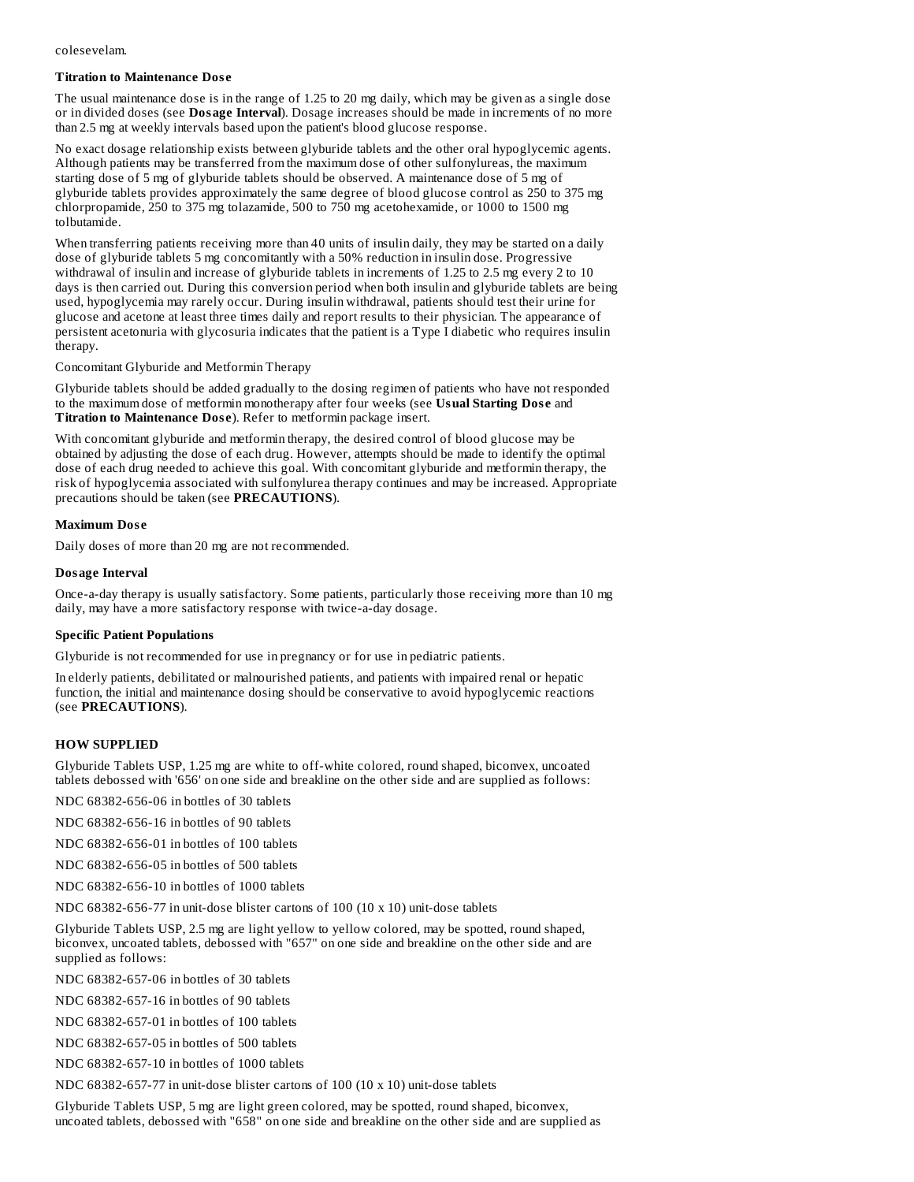colesevelam.

**Titration to Maintenance Dose**

The usual maintenance dose is in the range of 1.25 to 20 mg daily, which may be given as a single dose or in divided doses (see **Dosage Interval**). Dosage increases should be made in increments of no more than 2.5 mg at weekly intervals based upon the patient's blood glucose response.

No exact dosage relationship exists between glyburide tablets and the other oral hypoglycemic agents. Although patients may be transferred from the maximum dose of other sulfonylureas, the maximum starting dose of 5 mg of glyburide tablets should be observed. A maintenance dose of 5 mg of glyburide tablets provides approximately the same degree of blood glucose control as 250 to 375 mg chlorpropamide, 250 to 375 mg tolazamide, 500 to 750 mg acetohexamide, or 1000 to 1500 mg tolbutamide.

When transferring patients receiving more than 40 units of insulin daily, they may be started on a daily dose of glyburide tablets 5 mg concomitantly with a 50% reduction in insulin dose. Progressive withdrawal of insulin and increase of glyburide tablets in increments of 1.25 to 2.5 mg every 2 to 10 days is then carried out. During this conversion period when both insulin and glyburide tablets are being used, hypoglycemia may rarely occur. During insulin withdrawal, patients should test their urine for glucose and acetone at least three times daily and report results to their physician. The appearance of persistent acetonuria with glycosuria indicates that the patient is a Type I diabetic who requires insulin therapy.

Concomitant Glyburide and Metformin Therapy

Glyburide tablets should be added gradually to the dosing regimen of patients who have not responded to the maximum dose of metformin monotherapy after four weeks (see **Usual Starting Dose** and **Titration to Maintenance Dose**). Refer to metformin package insert.

With concomitant glyburide and metformin therapy, the desired control of blood glucose may be obtained by adjusting the dose of each drug. However, attempts should be made to identify the optimal dose of each drug needed to achieve this goal. With concomitant glyburide and metformin therapy, the risk of hypoglycemia associated with sulfonylurea therapy continues and may be increased. Appropriate precautions should be taken (see **PRECAUTIONS**).

**Maximum Dose**

Daily doses of more than 20 mg are not recommended.

**Dosage Interval**

Once-a-day therapy is usually satisfactory. Some patients, particularly those receiving more than 10 mg daily, may have a more satisfactory response with twice-a-day dosage.

**Specific Patient Populations**

Glyburide is not recommended for use in pregnancy or for use in pediatric patients.

In elderly patients, debilitated or malnourished patients, and patients with impaired renal or hepatic function, the initial and maintenance dosing should be conservative to avoid hypoglycemic reactions (see **PRECAUTIONS**).

## HOW SUPPLIED

Glyburide Tablets USP, 1.25 mg are white to off-white colored, round shaped, biconvex, uncoated tablets debossed with '656' on one side and breakline on the other side and are supplied as follows:

NDC 68382-656-06 in bottles of 30 tablets

NDC 68382-656-16 in bottles of 90 tablets

NDC 68382-656-01 in bottles of 100 tablets

NDC 68382-656-05 in bottles of 500 tablets

NDC 68382-656-10 in bottles of 1000 tablets

NDC 68382-656-77 in unit-dose blister cartons of 100 (10 x 10) unit-dose tablets

Glyburide Tablets USP, 2.5 mg are light yellow to yellow colored, may be spotted, round shaped, biconvex, uncoated tablets, debossed with "657" on one side and breakline on the other side and are supplied as follows:

NDC 68382-657-06 in bottles of 30 tablets

NDC 68382-657-16 in bottles of 90 tablets

NDC 68382-657-01 in bottles of 100 tablets

NDC 68382-657-05 in bottles of 500 tablets

NDC 68382-657-10 in bottles of 1000 tablets

NDC 68382-657-77 in unit-dose blister cartons of 100 (10 x 10) unit-dose tablets

Glyburide Tablets USP, 5 mg are light green colored, may be spotted, round shaped, biconvex, uncoated tablets, debossed with "658" on one side and breakline on the other side and are supplied as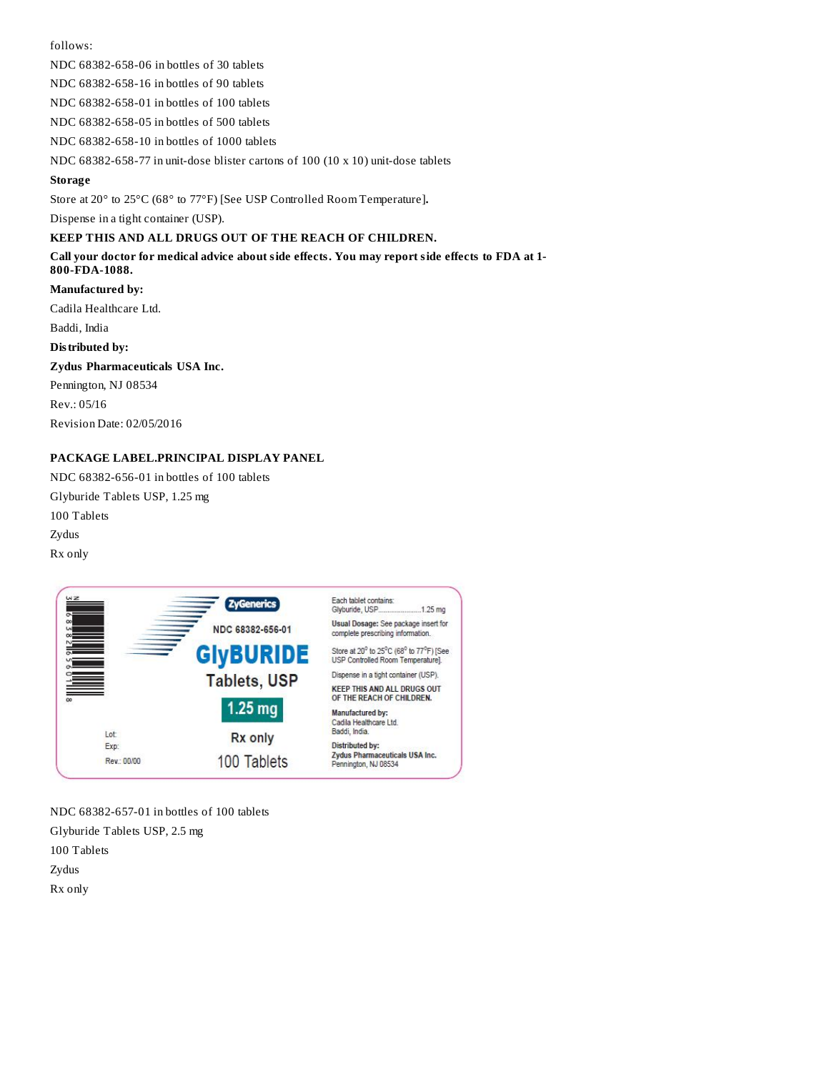follows:

NDC 68382-658-06 in bottles of 30 tablets

NDC 68382-658-16 in bottles of 90 tablets

NDC 68382-658-01 in bottles of 100 tablets

NDC 68382-658-05 in bottles of 500 tablets

NDC 68382-658-10 in bottles of 1000 tablets

NDC 68382-658-77 in unit-dose blister cartons of 100 (10 x 10) unit-dose tablets

**Storage**

Store at 20° to 25°C (68° to 77°F) [See USP Controlled Room Temperature].

Dispense in a tight container (USP).

**KEEP THIS AND ALL DRUGS OUT OF THE REACH OF CHILDREN.**

**Call your doctor for medical advice about side effects. You may report side effects to FDA at 1-800-FDA-1088.**

**Manufactured by:**

Cadila Healthcare Ltd.

Baddi, India

**Distributed by:**

**Zydus Pharmaceuticals USA Inc.**

Pennington, NJ 08534

Rev.: 05/16

Revision Date: 02/05/2016

**PACKAGE LABEL.PRINCIPAL DISPLAY PANEL**

NDC 68382-656-01 in bottles of 100 tablets

Glyburide Tablets USP, 1.25 mg

100 Tablets

Zydus

Rx only

ZyGenerics

NDC 68382-656-01

GlyBURIDE

Tablets, USP

1.25 mg

Rx only

100 Tablets

Lot:

Exp:

Rev.: 00/00

Each tablet contains:
Glyburide, USP........................1.25 mg

**Usual Dosage:** See package insert for complete prescribing information.

Store at 20° to 25°C (68° to 77°F) [See USP Controlled Room Temperature].

Dispense in a tight container (USP).

**KEEP THIS AND ALL DRUGS OUT OF THE REACH OF CHILDREN.**

**Manufactured by:**
Cadila Healthcare Ltd.
Baddi, India.

**Distributed by:**
**Zydus Pharmaceuticals USA Inc.**
Pennington, NJ 08534

NDC 68382-657-01 in bottles of 100 tablets

Glyburide Tablets USP, 2.5 mg

100 Tablets

Zydus

Rx only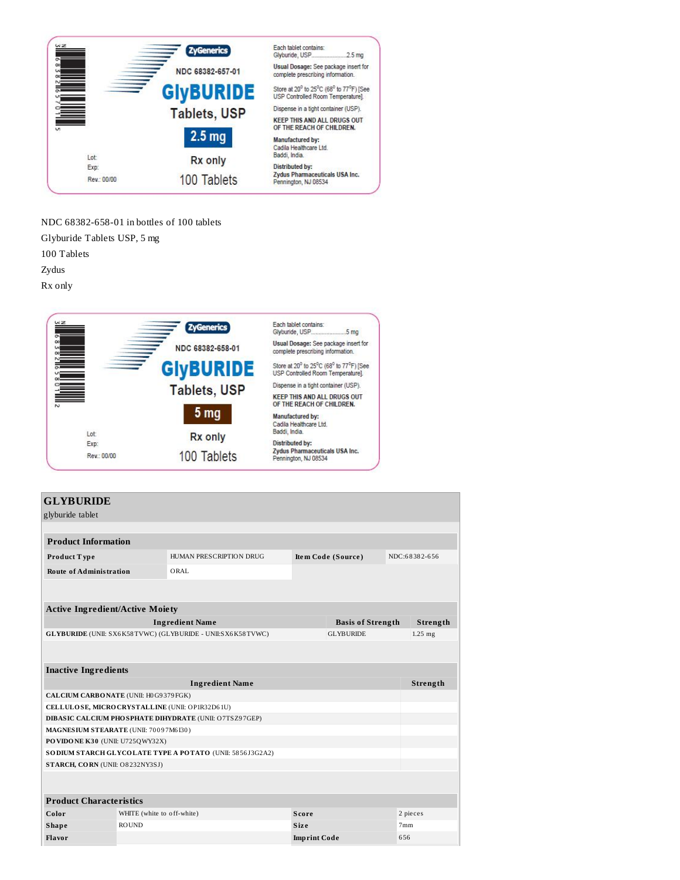ZyGenerics

NDC 68382-657-01

GlyBURIDE Tablets, USP

2.5 mg

Rx only

100 Tablets

Lot:
Exp:
Rev.: 00/00

Each tablet contains:
Glyburide, USP........................2.5 mg

**Usual Dosage:** See package insert for complete prescribing information.

Store at 20° to 25°C (68° to 77°F) [See USP Controlled Room Temperature].

Dispense in a tight container (USP).

**KEEP THIS AND ALL DRUGS OUT OF THE REACH OF CHILDREN.**

**Manufactured by:**
Cadila Healthcare Ltd.
Baddi, India.

**Distributed by:**
**Zydus Pharmaceuticals USA Inc.**
Pennington, NJ 08534

NDC 68382-658-01 in bottles of 100 tablets
Glyburide Tablets USP, 5 mg
100 Tablets
Zydus
Rx only

ZyGenerics

NDC 68382-658-01

GlyBURIDE Tablets, USP

5 mg

Rx only

100 Tablets

Lot:
Exp:
Rev.: 00/00

Each tablet contains:
Glyburide, USP........................5 mg

**Usual Dosage:** See package insert for complete prescribing information.

Store at 20° to 25°C (68° to 77°F) [See USP Controlled Room Temperature].

Dispense in a tight container (USP).

**KEEP THIS AND ALL DRUGS OUT OF THE REACH OF CHILDREN.**

**Manufactured by:**
Cadila Healthcare Ltd.
Baddi, India.

**Distributed by:**
**Zydus Pharmaceuticals USA Inc.**
Pennington, NJ 08534

## GLYBURIDE

glyburide tablet

### Product Information

| | | | |
|---|---|---|---|
| **Product Type** | HUMAN PRESCRIPTION DRUG | **Item Code (Source)** | NDC:68382-656 |
| **Route of Administration** | ORAL | | |

### Active Ingredient/Active Moiety

| Ingredient Name | Basis of Strength | Strength |
|---|---|---|
| **GLYBURIDE** (UNII: SX6K58TVWC) (GLYBURIDE - UNII:SX6K58TVWC) | GLYBURIDE | 1.25 mg |

### Inactive Ingredients

| Ingredient Name | Strength |
|---|---|
| **CALCIUM CARBONATE** (UNII: H0G9379FGK) | |
| **CELLULOSE, MICROCRYSTALLINE** (UNII: OP1R32D61U) | |
| **DIBASIC CALCIUM PHOSPHATE DIHYDRATE** (UNII: O7TSZ97GEP) | |
| **MAGNESIUM STEARATE** (UNII: 70097M6I30) | |
| **POVIDONE K30** (UNII: U725QWY32X) | |
| **SODIUM STARCH GLYCOLATE TYPE A POTATO** (UNII: 5856J3G2A2) | |
| **STARCH, CORN** (UNII: O8232NY3SJ) | |

### Product Characteristics

| | | | |
|---|---|---|---|
| **Color** | WHITE (white to off-white) | **Score** | 2 pieces |
| **Shape** | ROUND | **Size** | 7mm |
| **Flavor** | | **Imprint Code** | 656 |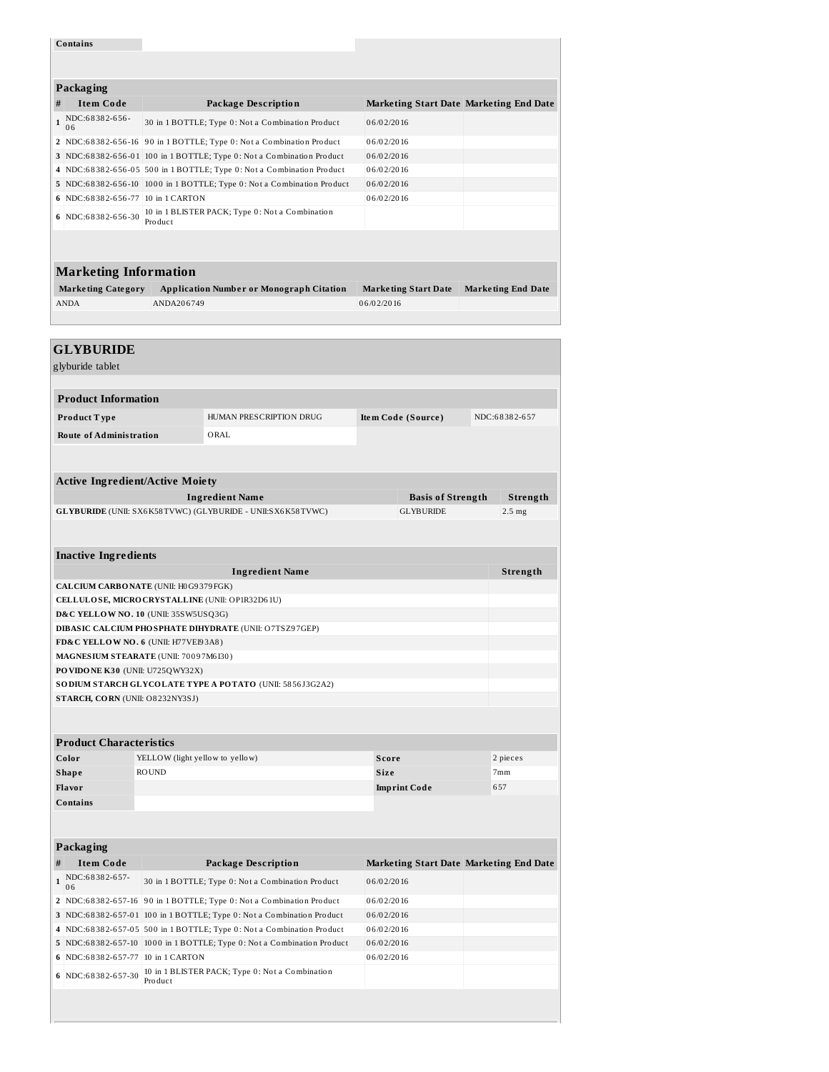| Contains | | | |
|---|---|---|---|

### Packaging

| # | Item Code | Package Description | Marketing Start Date | Marketing End Date |
|---|---|---|---|---|
| 1 | NDC:68382-656-06 | 30 in 1 BOTTLE; Type 0: Not a Combination Product | 06/02/2016 | |
| 2 | NDC:68382-656-16 | 90 in 1 BOTTLE; Type 0: Not a Combination Product | 06/02/2016 | |
| 3 | NDC:68382-656-01 | 100 in 1 BOTTLE; Type 0: Not a Combination Product | 06/02/2016 | |
| 4 | NDC:68382-656-05 | 500 in 1 BOTTLE; Type 0: Not a Combination Product | 06/02/2016 | |
| 5 | NDC:68382-656-10 | 1000 in 1 BOTTLE; Type 0: Not a Combination Product | 06/02/2016 | |
| 6 | NDC:68382-656-77 | 10 in 1 CARTON | 06/02/2016 | |
| 6 | NDC:68382-656-30 | 10 in 1 BLISTER PACK; Type 0: Not a Combination Product | | |

### Marketing Information

| Marketing Category | Application Number or Monograph Citation | Marketing Start Date | Marketing End Date |
|---|---|---|---|
| ANDA | ANDA206749 | 06/02/2016 | |

## GLYBURIDE

glyburide tablet

### Product Information

| Product Type | HUMAN PRESCRIPTION DRUG | Item Code (Source) | NDC:68382-657 |
|---|---|---|---|
| Route of Administration | ORAL | | |

### Active Ingredient/Active Moiety

| Ingredient Name | Basis of Strength | Strength |
|---|---|---|
| GLYBURIDE (UNII: SX6K58TVWC) (GLYBURIDE - UNII:SX6K58TVWC) | GLYBURIDE | 2.5 mg |

### Inactive Ingredients

| Ingredient Name | Strength |
|---|---|
| CALCIUM CARBONATE (UNII: H0G9379FGK) | |
| CELLULOSE, MICROCRYSTALLINE (UNII: OP1R32D61U) | |
| D&C YELLOW NO. 10 (UNII: 35SW5USQ3G) | |
| DIBASIC CALCIUM PHOSPHATE DIHYDRATE (UNII: O7TSZ97GEP) | |
| FD&C YELLOW NO. 6 (UNII: H77VEI93A8) | |
| MAGNESIUM STEARATE (UNII: 70097M6I30) | |
| POVIDONE K30 (UNII: U725QWY32X) | |
| SODIUM STARCH GLYCOLATE TYPE A POTATO (UNII: 5856J3G2A2) | |
| STARCH, CORN (UNII: O8232NY3SJ) | |

### Product Characteristics

| Color | YELLOW (light yellow to yellow) | Score | 2 pieces |
|---|---|---|---|
| Shape | ROUND | Size | 7mm |
| Flavor | | Imprint Code | 657 |
| Contains | | | |

### Packaging

| # | Item Code | Package Description | Marketing Start Date | Marketing End Date |
|---|---|---|---|---|
| 1 | NDC:68382-657-06 | 30 in 1 BOTTLE; Type 0: Not a Combination Product | 06/02/2016 | |
| 2 | NDC:68382-657-16 | 90 in 1 BOTTLE; Type 0: Not a Combination Product | 06/02/2016 | |
| 3 | NDC:68382-657-01 | 100 in 1 BOTTLE; Type 0: Not a Combination Product | 06/02/2016 | |
| 4 | NDC:68382-657-05 | 500 in 1 BOTTLE; Type 0: Not a Combination Product | 06/02/2016 | |
| 5 | NDC:68382-657-10 | 1000 in 1 BOTTLE; Type 0: Not a Combination Product | 06/02/2016 | |
| 6 | NDC:68382-657-77 | 10 in 1 CARTON | 06/02/2016 | |
| 6 | NDC:68382-657-30 | 10 in 1 BLISTER PACK; Type 0: Not a Combination Product | | |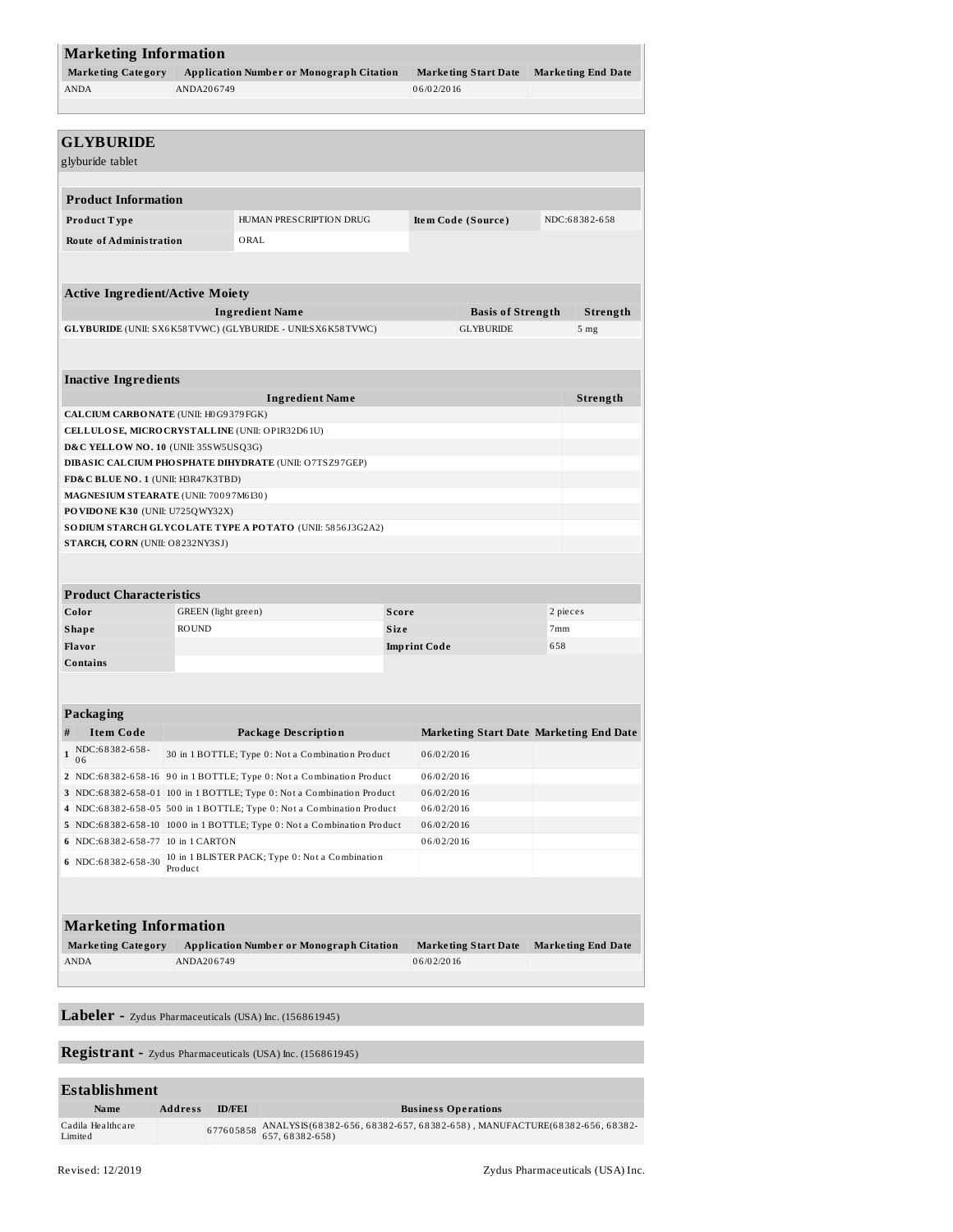## Marketing Information

| Marketing Category | Application Number or Monograph Citation | Marketing Start Date | Marketing End Date |
|---|---|---|---|
| ANDA | ANDA206749 | 06/02/2016 | |

## GLYBURIDE

glyburide tablet

### Product Information

| | | | |
|---|---|---|---|
| **Product Type** | HUMAN PRESCRIPTION DRUG | **Item Code (Source)** | NDC:68382-658 |
| **Route of Administration** | ORAL | | |

### Active Ingredient/Active Moiety

| Ingredient Name | Basis of Strength | Strength |
|---|---|---|
| **GLYBURIDE** (UNII: SX6K58TVWC) (GLYBURIDE - UNII:SX6K58TVWC) | GLYBURIDE | 5 mg |

### Inactive Ingredients

| Ingredient Name | Strength |
|---|---|
| **CALCIUM CARBONATE** (UNII: H0G9379FGK) | |
| **CELLULOSE, MICROCRYSTALLINE** (UNII: OP1R32D61U) | |
| **D&C YELLOW NO. 10** (UNII: 35SW5USQ3G) | |
| **DIBASIC CALCIUM PHOSPHATE DIHYDRATE** (UNII: O7TSZ97GEP) | |
| **FD&C BLUE NO. 1** (UNII: H3R47K3TBD) | |
| **MAGNESIUM STEARATE** (UNII: 70097M6I30) | |
| **POVIDONE K30** (UNII: U725QWY32X) | |
| **SODIUM STARCH GLYCOLATE TYPE A POTATO** (UNII: 5856J3G2A2) | |
| **STARCH, CORN** (UNII: O8232NY3SJ) | |

### Product Characteristics

| | | | |
|---|---|---|---|
| **Color** | GREEN (light green) | **Score** | 2 pieces |
| **Shape** | ROUND | **Size** | 7mm |
| **Flavor** | | **Imprint Code** | 658 |
| **Contains** | | | |

### Packaging

| # | Item Code | Package Description | Marketing Start Date | Marketing End Date |
|---|---|---|---|---|
| 1 | NDC:68382-658-06 | 30 in 1 BOTTLE; Type 0: Not a Combination Product | 06/02/2016 | |
| 2 | NDC:68382-658-16 | 90 in 1 BOTTLE; Type 0: Not a Combination Product | 06/02/2016 | |
| 3 | NDC:68382-658-01 | 100 in 1 BOTTLE; Type 0: Not a Combination Product | 06/02/2016 | |
| 4 | NDC:68382-658-05 | 500 in 1 BOTTLE; Type 0: Not a Combination Product | 06/02/2016 | |
| 5 | NDC:68382-658-10 | 1000 in 1 BOTTLE; Type 0: Not a Combination Product | 06/02/2016 | |
| 6 | NDC:68382-658-77 | 10 in 1 CARTON | 06/02/2016 | |
| 6 | NDC:68382-658-30 | 10 in 1 BLISTER PACK; Type 0: Not a Combination Product | | |

### Marketing Information

| Marketing Category | Application Number or Monograph Citation | Marketing Start Date | Marketing End Date |
|---|---|---|---|
| ANDA | ANDA206749 | 06/02/2016 | |

**Labeler -** Zydus Pharmaceuticals (USA) Inc. (156861945)

**Registrant -** Zydus Pharmaceuticals (USA) Inc. (156861945)

### Establishment

| Name | Address | ID/FEI | Business Operations |
|---|---|---|---|
| Cadila Healthcare Limited | | 677605858 | ANALYSIS(68382-656, 68382-657, 68382-658) , MANUFACTURE(68382-656, 68382-657, 68382-658) |

Revised: 12/2019

Zydus Pharmaceuticals (USA) Inc.